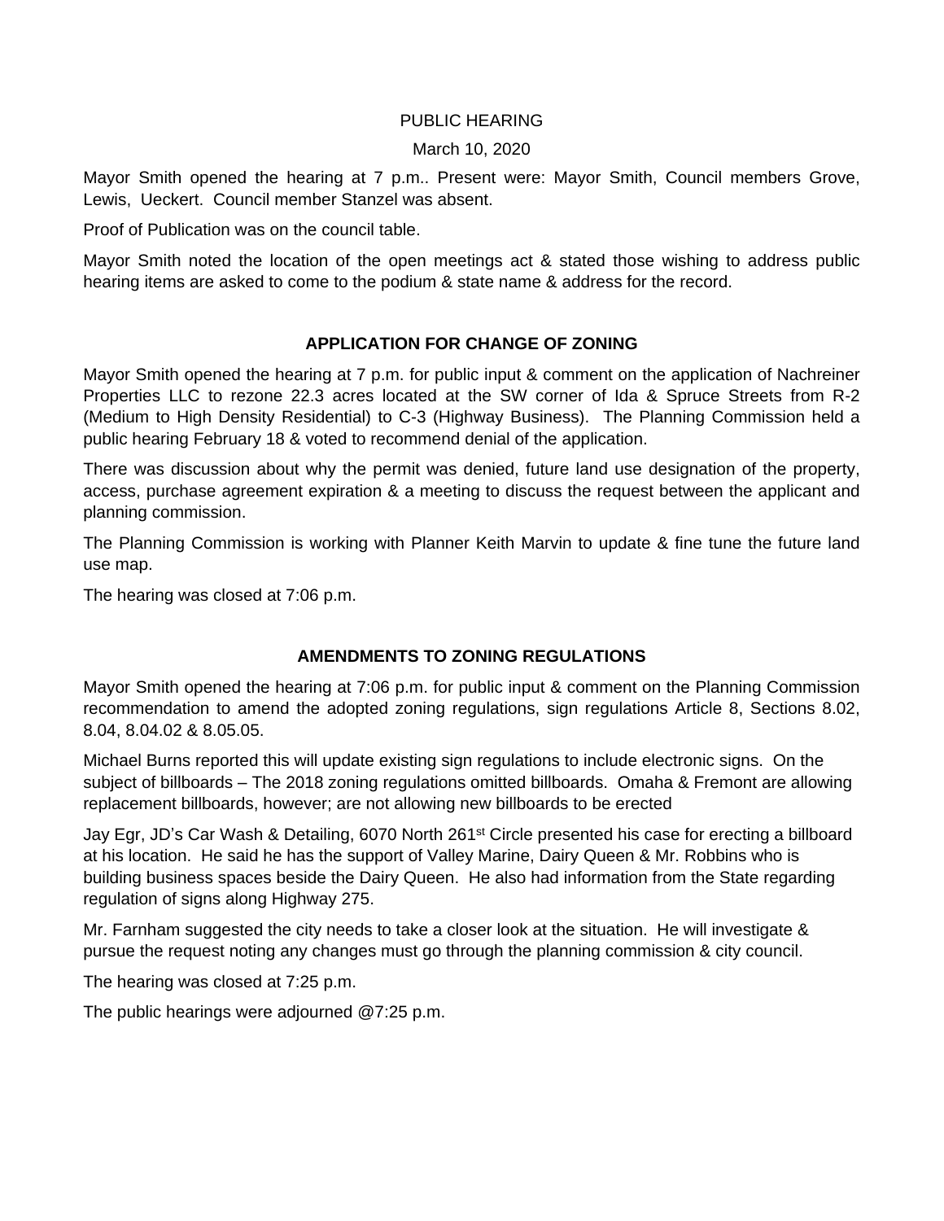PUBLIC HEARING

March 10, 2020

Mayor Smith opened the hearing at 7 p.m.. Present were: Mayor Smith, Council members Grove, Lewis, Ueckert. Council member Stanzel was absent.

Proof of Publication was on the council table.

Mayor Smith noted the location of the open meetings act & stated those wishing to address public hearing items are asked to come to the podium & state name & address for the record.

## APPLICATION FOR CHANGE OF ZONING

Mayor Smith opened the hearing at 7 p.m. for public input & comment on the application of Nachreiner Properties LLC to rezone 22.3 acres located at the SW corner of Ida & Spruce Streets from R-2 (Medium to High Density Residential) to C-3 (Highway Business). The Planning Commission held a public hearing February 18 & voted to recommend denial of the application.

There was discussion about why the permit was denied, future land use designation of the property, access, purchase agreement expiration & a meeting to discuss the request between the applicant and planning commission.

The Planning Commission is working with Planner Keith Marvin to update & fine tune the future land use map.

The hearing was closed at 7:06 p.m.

## AMENDMENTS TO ZONING REGULATIONS

Mayor Smith opened the hearing at 7:06 p.m. for public input & comment on the Planning Commission recommendation to amend the adopted zoning regulations, sign regulations Article 8, Sections 8.02, 8.04, 8.04.02 & 8.05.05.

Michael Burns reported this will update existing sign regulations to include electronic signs. On the subject of billboards – The 2018 zoning regulations omitted billboards. Omaha & Fremont are allowing replacement billboards, however; are not allowing new billboards to be erected

Jay Egr, JD's Car Wash & Detailing, 6070 North 261st Circle presented his case for erecting a billboard at his location. He said he has the support of Valley Marine, Dairy Queen & Mr. Robbins who is building business spaces beside the Dairy Queen. He also had information from the State regarding regulation of signs along Highway 275.

Mr. Farnham suggested the city needs to take a closer look at the situation. He will investigate & pursue the request noting any changes must go through the planning commission & city council.

The hearing was closed at 7:25 p.m.

The public hearings were adjourned @7:25 p.m.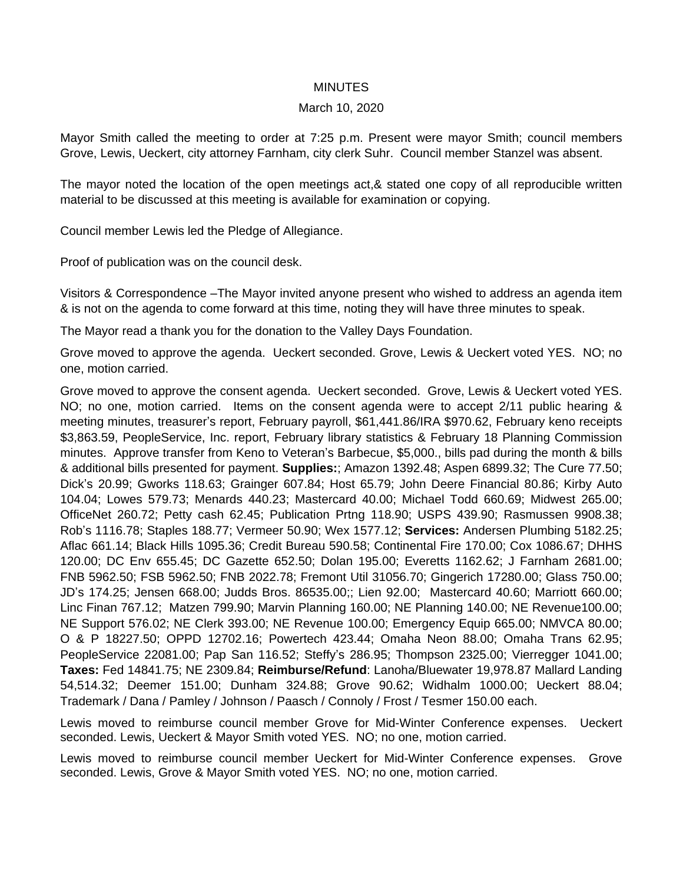MINUTES

March 10, 2020

Mayor Smith called the meeting to order at 7:25 p.m. Present were mayor Smith; council members Grove, Lewis, Ueckert, city attorney Farnham, city clerk Suhr. Council member Stanzel was absent.

The mayor noted the location of the open meetings act,& stated one copy of all reproducible written material to be discussed at this meeting is available for examination or copying.

Council member Lewis led the Pledge of Allegiance.

Proof of publication was on the council desk.

Visitors & Correspondence –The Mayor invited anyone present who wished to address an agenda item & is not on the agenda to come forward at this time, noting they will have three minutes to speak.

The Mayor read a thank you for the donation to the Valley Days Foundation.

Grove moved to approve the agenda. Ueckert seconded. Grove, Lewis & Ueckert voted YES. NO; no one, motion carried.

Grove moved to approve the consent agenda. Ueckert seconded. Grove, Lewis & Ueckert voted YES. NO; no one, motion carried. Items on the consent agenda were to accept 2/11 public hearing & meeting minutes, treasurer's report, February payroll, $61,441.86/IRA $970.62, February keno receipts $3,863.59, PeopleService, Inc. report, February library statistics & February 18 Planning Commission minutes. Approve transfer from Keno to Veteran's Barbecue, $5,000., bills pad during the month & bills & additional bills presented for payment. **Supplies:**; Amazon 1392.48; Aspen 6899.32; The Cure 77.50; Dick's 20.99; Gworks 118.63; Grainger 607.84; Host 65.79; John Deere Financial 80.86; Kirby Auto 104.04; Lowes 579.73; Menards 440.23; Mastercard 40.00; Michael Todd 660.69; Midwest 265.00; OfficeNet 260.72; Petty cash 62.45; Publication Prtng 118.90; USPS 439.90; Rasmussen 9908.38; Rob's 1116.78; Staples 188.77; Vermeer 50.90; Wex 1577.12; **Services:** Andersen Plumbing 5182.25; Aflac 661.14; Black Hills 1095.36; Credit Bureau 590.58; Continental Fire 170.00; Cox 1086.67; DHHS 120.00; DC Env 655.45; DC Gazette 652.50; Dolan 195.00; Everetts 1162.62; J Farnham 2681.00; FNB 5962.50; FSB 5962.50; FNB 2022.78; Fremont Util 31056.70; Gingerich 17280.00; Glass 750.00; JD's 174.25; Jensen 668.00; Judds Bros. 86535.00;; Lien 92.00; Mastercard 40.60; Marriott 660.00; Linc Finan 767.12; Matzen 799.90; Marvin Planning 160.00; NE Planning 140.00; NE Revenue100.00; NE Support 576.02; NE Clerk 393.00; NE Revenue 100.00; Emergency Equip 665.00; NMVCA 80.00; O & P 18227.50; OPPD 12702.16; Powertech 423.44; Omaha Neon 88.00; Omaha Trans 62.95; PeopleService 22081.00; Pap San 116.52; Steffy's 286.95; Thompson 2325.00; Vierregger 1041.00; **Taxes:** Fed 14841.75; NE 2309.84; **Reimburse/Refund**: Lanoha/Bluewater 19,978.87 Mallard Landing 54,514.32; Deemer 151.00; Dunham 324.88; Grove 90.62; Widhalm 1000.00; Ueckert 88.04; Trademark / Dana / Pamley / Johnson / Paasch / Connoly / Frost / Tesmer 150.00 each.

Lewis moved to reimburse council member Grove for Mid-Winter Conference expenses. Ueckert seconded. Lewis, Ueckert & Mayor Smith voted YES. NO; no one, motion carried.

Lewis moved to reimburse council member Ueckert for Mid-Winter Conference expenses. Grove seconded. Lewis, Grove & Mayor Smith voted YES. NO; no one, motion carried.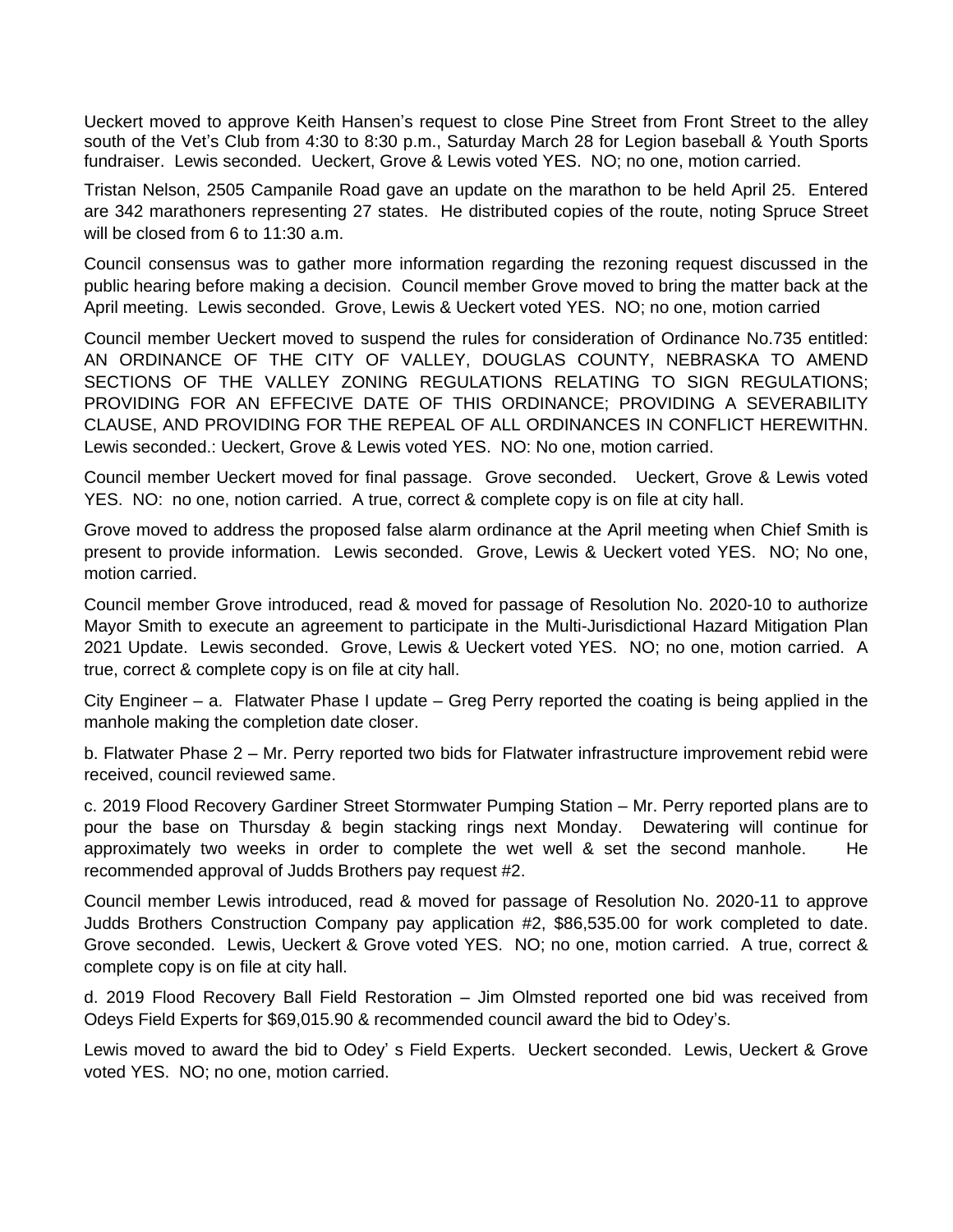Ueckert moved to approve Keith Hansen's request to close Pine Street from Front Street to the alley south of the Vet's Club from 4:30 to 8:30 p.m., Saturday March 28 for Legion baseball & Youth Sports fundraiser. Lewis seconded. Ueckert, Grove & Lewis voted YES. NO; no one, motion carried.

Tristan Nelson, 2505 Campanile Road gave an update on the marathon to be held April 25. Entered are 342 marathoners representing 27 states. He distributed copies of the route, noting Spruce Street will be closed from 6 to 11:30 a.m.

Council consensus was to gather more information regarding the rezoning request discussed in the public hearing before making a decision. Council member Grove moved to bring the matter back at the April meeting. Lewis seconded. Grove, Lewis & Ueckert voted YES. NO; no one, motion carried

Council member Ueckert moved to suspend the rules for consideration of Ordinance No.735 entitled: AN ORDINANCE OF THE CITY OF VALLEY, DOUGLAS COUNTY, NEBRASKA TO AMEND SECTIONS OF THE VALLEY ZONING REGULATIONS RELATING TO SIGN REGULATIONS; PROVIDING FOR AN EFFECIVE DATE OF THIS ORDINANCE; PROVIDING A SEVERABILITY CLAUSE, AND PROVIDING FOR THE REPEAL OF ALL ORDINANCES IN CONFLICT HEREWITHN. Lewis seconded.: Ueckert, Grove & Lewis voted YES. NO: No one, motion carried.

Council member Ueckert moved for final passage. Grove seconded. Ueckert, Grove & Lewis voted YES. NO: no one, notion carried. A true, correct & complete copy is on file at city hall.

Grove moved to address the proposed false alarm ordinance at the April meeting when Chief Smith is present to provide information. Lewis seconded. Grove, Lewis & Ueckert voted YES. NO; No one, motion carried.

Council member Grove introduced, read & moved for passage of Resolution No. 2020-10 to authorize Mayor Smith to execute an agreement to participate in the Multi-Jurisdictional Hazard Mitigation Plan 2021 Update. Lewis seconded. Grove, Lewis & Ueckert voted YES. NO; no one, motion carried. A true, correct & complete copy is on file at city hall.

City Engineer – a. Flatwater Phase I update – Greg Perry reported the coating is being applied in the manhole making the completion date closer.

b. Flatwater Phase 2 – Mr. Perry reported two bids for Flatwater infrastructure improvement rebid were received, council reviewed same.

c. 2019 Flood Recovery Gardiner Street Stormwater Pumping Station – Mr. Perry reported plans are to pour the base on Thursday & begin stacking rings next Monday. Dewatering will continue for approximately two weeks in order to complete the wet well & set the second manhole. He recommended approval of Judds Brothers pay request #2.

Council member Lewis introduced, read & moved for passage of Resolution No. 2020-11 to approve Judds Brothers Construction Company pay application #2, $86,535.00 for work completed to date. Grove seconded. Lewis, Ueckert & Grove voted YES. NO; no one, motion carried. A true, correct & complete copy is on file at city hall.

d. 2019 Flood Recovery Ball Field Restoration – Jim Olmsted reported one bid was received from Odeys Field Experts for $69,015.90 & recommended council award the bid to Odey's.

Lewis moved to award the bid to Odey' s Field Experts. Ueckert seconded. Lewis, Ueckert & Grove voted YES. NO; no one, motion carried.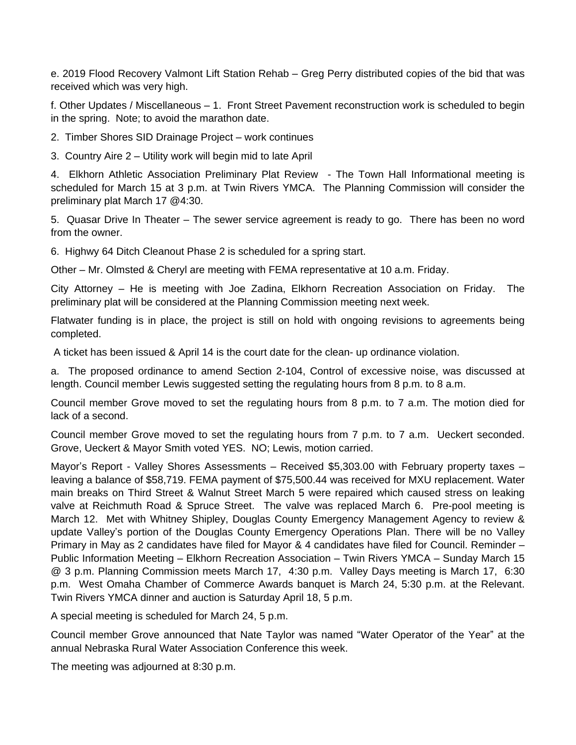e. 2019 Flood Recovery Valmont Lift Station Rehab – Greg Perry distributed copies of the bid that was received which was very high.

f. Other Updates / Miscellaneous – 1. Front Street Pavement reconstruction work is scheduled to begin in the spring. Note; to avoid the marathon date.

2. Timber Shores SID Drainage Project – work continues

3. Country Aire 2 – Utility work will begin mid to late April

4. Elkhorn Athletic Association Preliminary Plat Review - The Town Hall Informational meeting is scheduled for March 15 at 3 p.m. at Twin Rivers YMCA. The Planning Commission will consider the preliminary plat March 17 @4:30.

5. Quasar Drive In Theater – The sewer service agreement is ready to go. There has been no word from the owner.

6. Highwy 64 Ditch Cleanout Phase 2 is scheduled for a spring start.

Other – Mr. Olmsted & Cheryl are meeting with FEMA representative at 10 a.m. Friday.

City Attorney – He is meeting with Joe Zadina, Elkhorn Recreation Association on Friday. The preliminary plat will be considered at the Planning Commission meeting next week.

Flatwater funding is in place, the project is still on hold with ongoing revisions to agreements being completed.

A ticket has been issued & April 14 is the court date for the clean- up ordinance violation.

a. The proposed ordinance to amend Section 2-104, Control of excessive noise, was discussed at length. Council member Lewis suggested setting the regulating hours from 8 p.m. to 8 a.m.

Council member Grove moved to set the regulating hours from 8 p.m. to 7 a.m. The motion died for lack of a second.

Council member Grove moved to set the regulating hours from 7 p.m. to 7 a.m. Ueckert seconded. Grove, Ueckert & Mayor Smith voted YES. NO; Lewis, motion carried.

Mayor's Report - Valley Shores Assessments – Received $5,303.00 with February property taxes – leaving a balance of $58,719. FEMA payment of $75,500.44 was received for MXU replacement. Water main breaks on Third Street & Walnut Street March 5 were repaired which caused stress on leaking valve at Reichmuth Road & Spruce Street. The valve was replaced March 6. Pre-pool meeting is March 12. Met with Whitney Shipley, Douglas County Emergency Management Agency to review & update Valley's portion of the Douglas County Emergency Operations Plan. There will be no Valley Primary in May as 2 candidates have filed for Mayor & 4 candidates have filed for Council. Reminder – Public Information Meeting – Elkhorn Recreation Association – Twin Rivers YMCA – Sunday March 15 @ 3 p.m. Planning Commission meets March 17, 4:30 p.m. Valley Days meeting is March 17, 6:30 p.m. West Omaha Chamber of Commerce Awards banquet is March 24, 5:30 p.m. at the Relevant. Twin Rivers YMCA dinner and auction is Saturday April 18, 5 p.m.

A special meeting is scheduled for March 24, 5 p.m.

Council member Grove announced that Nate Taylor was named "Water Operator of the Year" at the annual Nebraska Rural Water Association Conference this week.

The meeting was adjourned at 8:30 p.m.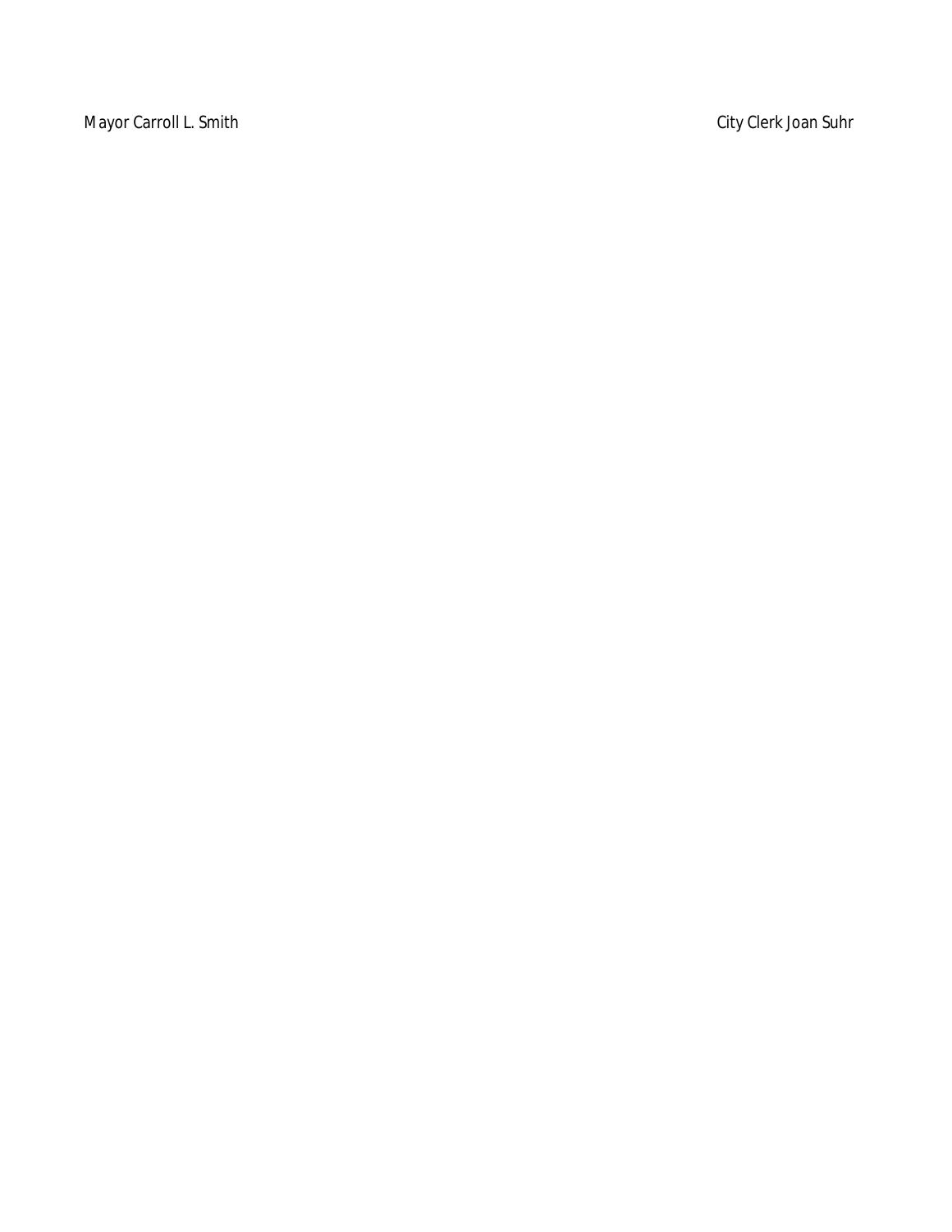Mayor Carroll L. Smith City Clerk Joan Suhr